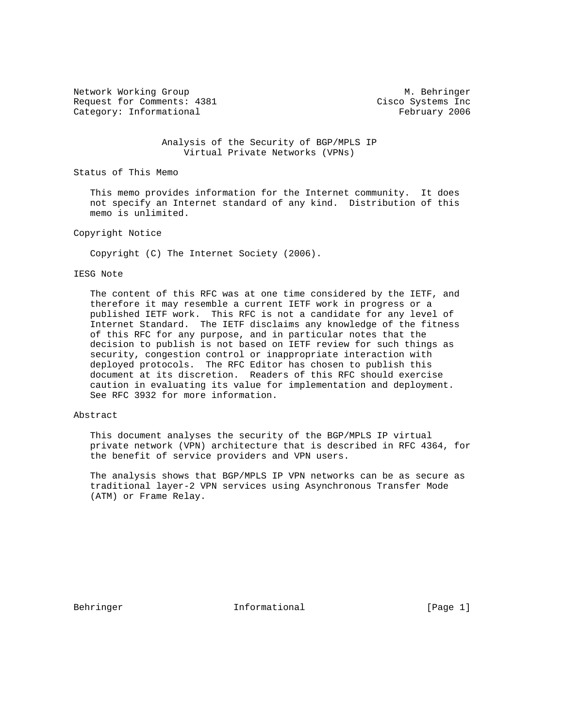Network Working Group M. Behringer
Request for Comments: 4381 Cisco Systems Inc
Category: Informational February 2006

# Analysis of the Security of BGP/MPLS IP Virtual Private Networks (VPNs)

## Status of This Memo

This memo provides information for the Internet community. It does not specify an Internet standard of any kind. Distribution of this memo is unlimited.

## Copyright Notice

Copyright (C) The Internet Society (2006).

## IESG Note

The content of this RFC was at one time considered by the IETF, and therefore it may resemble a current IETF work in progress or a published IETF work. This RFC is not a candidate for any level of Internet Standard. The IETF disclaims any knowledge of the fitness of this RFC for any purpose, and in particular notes that the decision to publish is not based on IETF review for such things as security, congestion control or inappropriate interaction with deployed protocols. The RFC Editor has chosen to publish this document at its discretion. Readers of this RFC should exercise caution in evaluating its value for implementation and deployment. See RFC 3932 for more information.

## Abstract

This document analyses the security of the BGP/MPLS IP virtual private network (VPN) architecture that is described in RFC 4364, for the benefit of service providers and VPN users.

The analysis shows that BGP/MPLS IP VPN networks can be as secure as traditional layer-2 VPN services using Asynchronous Transfer Mode (ATM) or Frame Relay.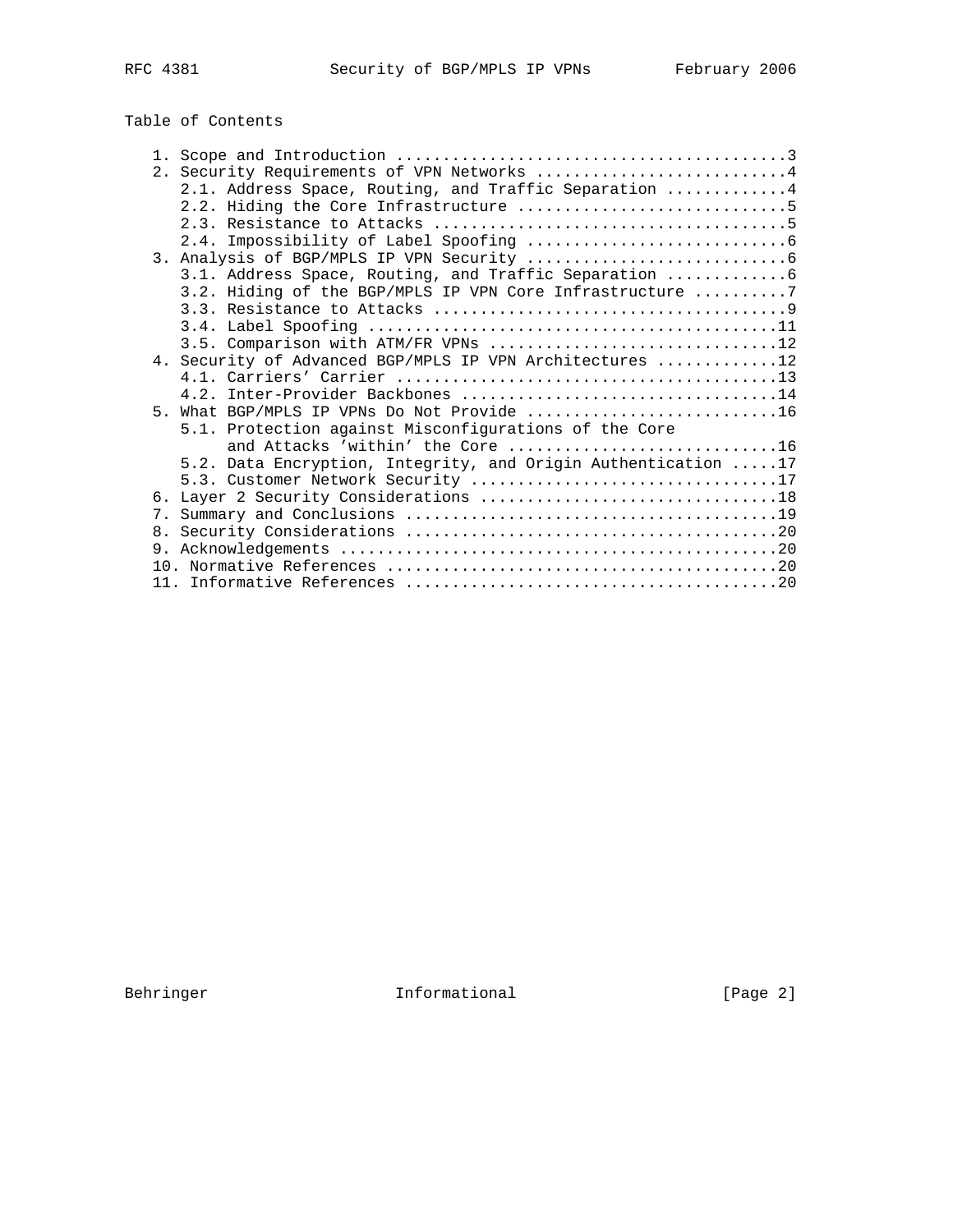Table of Contents

```
   1. Scope and Introduction ..........................................3
   2. Security Requirements of VPN Networks ...........................4
      2.1. Address Space, Routing, and Traffic Separation .............4
      2.2. Hiding the Core Infrastructure .............................5
      2.3. Resistance to Attacks ......................................5
      2.4. Impossibility of Label Spoofing ............................6
   3. Analysis of BGP/MPLS IP VPN Security ............................6
      3.1. Address Space, Routing, and Traffic Separation .............6
      3.2. Hiding of the BGP/MPLS IP VPN Core Infrastructure ..........7
      3.3. Resistance to Attacks ......................................9
      3.4. Label Spoofing ............................................11
      3.5. Comparison with ATM/FR VPNs ...............................12
   4. Security of Advanced BGP/MPLS IP VPN Architectures .............12
      4.1. Carriers' Carrier .........................................13
      4.2. Inter-Provider Backbones ..................................14
   5. What BGP/MPLS IP VPNs Do Not Provide ...........................16
      5.1. Protection against Misconfigurations of the Core
           and Attacks 'within' the Core .............................16
      5.2. Data Encryption, Integrity, and Origin Authentication .....17
      5.3. Customer Network Security .................................17
   6. Layer 2 Security Considerations ................................18
   7. Summary and Conclusions ........................................19
   8. Security Considerations ........................................20
   9. Acknowledgements ...............................................20
   10. Normative References ..........................................20
   11. Informative References ........................................20
```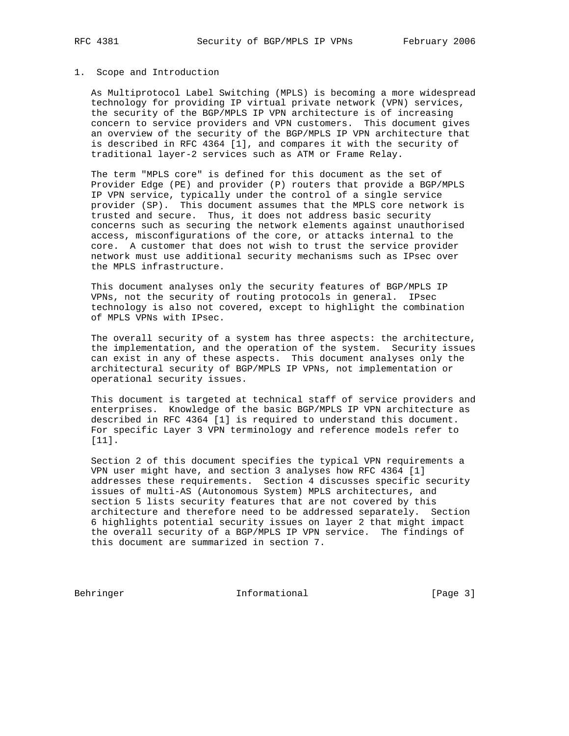## 1. Scope and Introduction

As Multiprotocol Label Switching (MPLS) is becoming a more widespread technology for providing IP virtual private network (VPN) services, the security of the BGP/MPLS IP VPN architecture is of increasing concern to service providers and VPN customers. This document gives an overview of the security of the BGP/MPLS IP VPN architecture that is described in RFC 4364 [1], and compares it with the security of traditional layer-2 services such as ATM or Frame Relay.

The term "MPLS core" is defined for this document as the set of Provider Edge (PE) and provider (P) routers that provide a BGP/MPLS IP VPN service, typically under the control of a single service provider (SP). This document assumes that the MPLS core network is trusted and secure. Thus, it does not address basic security concerns such as securing the network elements against unauthorised access, misconfigurations of the core, or attacks internal to the core. A customer that does not wish to trust the service provider network must use additional security mechanisms such as IPsec over the MPLS infrastructure.

This document analyses only the security features of BGP/MPLS IP VPNs, not the security of routing protocols in general. IPsec technology is also not covered, except to highlight the combination of MPLS VPNs with IPsec.

The overall security of a system has three aspects: the architecture, the implementation, and the operation of the system. Security issues can exist in any of these aspects. This document analyses only the architectural security of BGP/MPLS IP VPNs, not implementation or operational security issues.

This document is targeted at technical staff of service providers and enterprises. Knowledge of the basic BGP/MPLS IP VPN architecture as described in RFC 4364 [1] is required to understand this document. For specific Layer 3 VPN terminology and reference models refer to [11].

Section 2 of this document specifies the typical VPN requirements a VPN user might have, and section 3 analyses how RFC 4364 [1] addresses these requirements. Section 4 discusses specific security issues of multi-AS (Autonomous System) MPLS architectures, and section 5 lists security features that are not covered by this architecture and therefore need to be addressed separately. Section 6 highlights potential security issues on layer 2 that might impact the overall security of a BGP/MPLS IP VPN service. The findings of this document are summarized in section 7.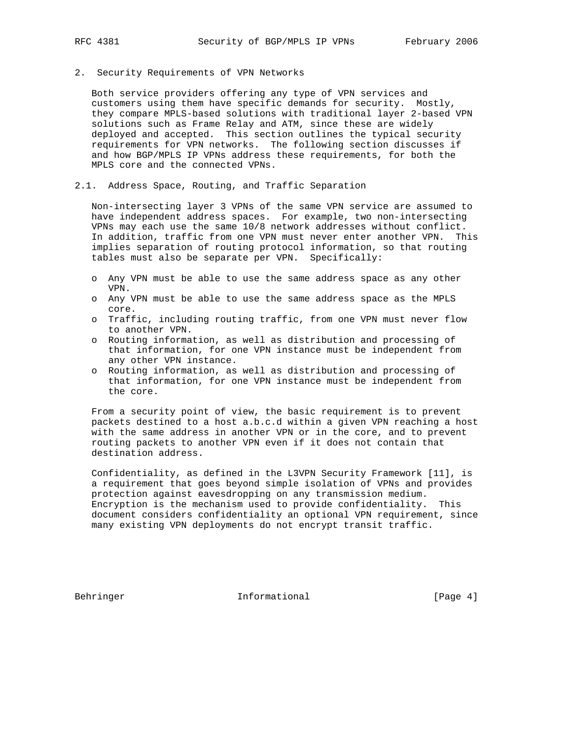## 2. Security Requirements of VPN Networks

Both service providers offering any type of VPN services and customers using them have specific demands for security. Mostly, they compare MPLS-based solutions with traditional layer 2-based VPN solutions such as Frame Relay and ATM, since these are widely deployed and accepted. This section outlines the typical security requirements for VPN networks. The following section discusses if and how BGP/MPLS IP VPNs address these requirements, for both the MPLS core and the connected VPNs.

### 2.1. Address Space, Routing, and Traffic Separation

Non-intersecting layer 3 VPNs of the same VPN service are assumed to have independent address spaces. For example, two non-intersecting VPNs may each use the same 10/8 network addresses without conflict. In addition, traffic from one VPN must never enter another VPN. This implies separation of routing protocol information, so that routing tables must also be separate per VPN. Specifically:

- Any VPN must be able to use the same address space as any other VPN.
- Any VPN must be able to use the same address space as the MPLS core.
- Traffic, including routing traffic, from one VPN must never flow to another VPN.
- Routing information, as well as distribution and processing of that information, for one VPN instance must be independent from any other VPN instance.
- Routing information, as well as distribution and processing of that information, for one VPN instance must be independent from the core.

From a security point of view, the basic requirement is to prevent packets destined to a host a.b.c.d within a given VPN reaching a host with the same address in another VPN or in the core, and to prevent routing packets to another VPN even if it does not contain that destination address.

Confidentiality, as defined in the L3VPN Security Framework [11], is a requirement that goes beyond simple isolation of VPNs and provides protection against eavesdropping on any transmission medium. Encryption is the mechanism used to provide confidentiality. This document considers confidentiality an optional VPN requirement, since many existing VPN deployments do not encrypt transit traffic.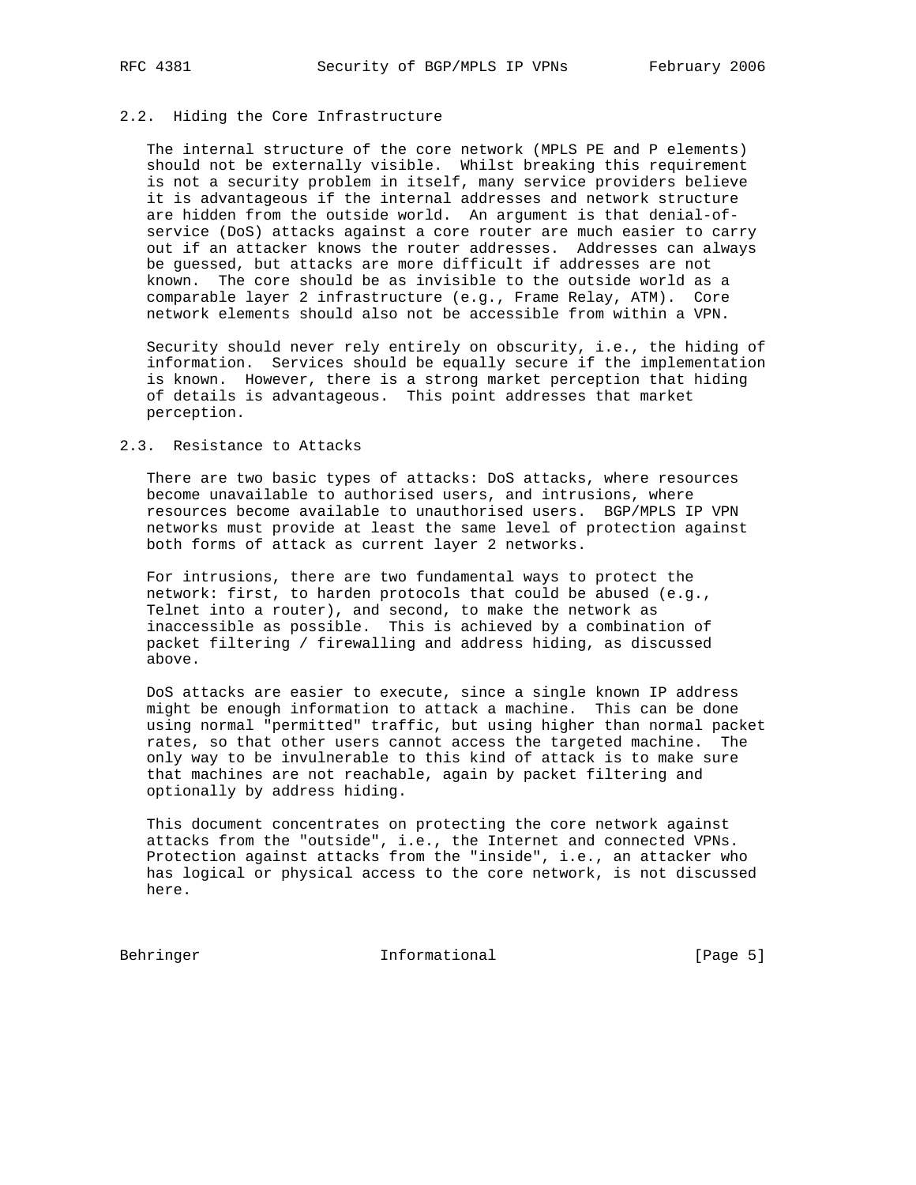## 2.2. Hiding the Core Infrastructure

The internal structure of the core network (MPLS PE and P elements) should not be externally visible. Whilst breaking this requirement is not a security problem in itself, many service providers believe it is advantageous if the internal addresses and network structure are hidden from the outside world. An argument is that denial-of-service (DoS) attacks against a core router are much easier to carry out if an attacker knows the router addresses. Addresses can always be guessed, but attacks are more difficult if addresses are not known. The core should be as invisible to the outside world as a comparable layer 2 infrastructure (e.g., Frame Relay, ATM). Core network elements should also not be accessible from within a VPN.

Security should never rely entirely on obscurity, i.e., the hiding of information. Services should be equally secure if the implementation is known. However, there is a strong market perception that hiding of details is advantageous. This point addresses that market perception.

## 2.3. Resistance to Attacks

There are two basic types of attacks: DoS attacks, where resources become unavailable to authorised users, and intrusions, where resources become available to unauthorised users. BGP/MPLS IP VPN networks must provide at least the same level of protection against both forms of attack as current layer 2 networks.

For intrusions, there are two fundamental ways to protect the network: first, to harden protocols that could be abused (e.g., Telnet into a router), and second, to make the network as inaccessible as possible. This is achieved by a combination of packet filtering / firewalling and address hiding, as discussed above.

DoS attacks are easier to execute, since a single known IP address might be enough information to attack a machine. This can be done using normal "permitted" traffic, but using higher than normal packet rates, so that other users cannot access the targeted machine. The only way to be invulnerable to this kind of attack is to make sure that machines are not reachable, again by packet filtering and optionally by address hiding.

This document concentrates on protecting the core network against attacks from the "outside", i.e., the Internet and connected VPNs. Protection against attacks from the "inside", i.e., an attacker who has logical or physical access to the core network, is not discussed here.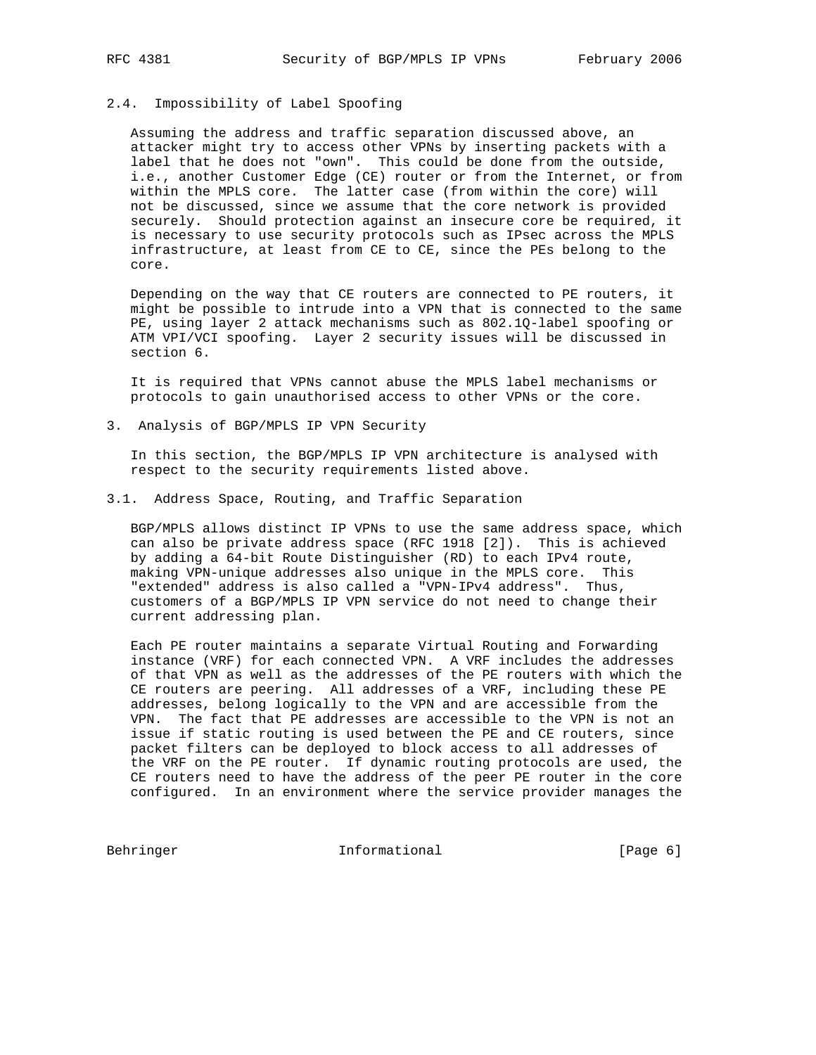## 2.4. Impossibility of Label Spoofing

Assuming the address and traffic separation discussed above, an attacker might try to access other VPNs by inserting packets with a label that he does not "own". This could be done from the outside, i.e., another Customer Edge (CE) router or from the Internet, or from within the MPLS core. The latter case (from within the core) will not be discussed, since we assume that the core network is provided securely. Should protection against an insecure core be required, it is necessary to use security protocols such as IPsec across the MPLS infrastructure, at least from CE to CE, since the PEs belong to the core.

Depending on the way that CE routers are connected to PE routers, it might be possible to intrude into a VPN that is connected to the same PE, using layer 2 attack mechanisms such as 802.1Q-label spoofing or ATM VPI/VCI spoofing. Layer 2 security issues will be discussed in section 6.

It is required that VPNs cannot abuse the MPLS label mechanisms or protocols to gain unauthorised access to other VPNs or the core.

# 3. Analysis of BGP/MPLS IP VPN Security

In this section, the BGP/MPLS IP VPN architecture is analysed with respect to the security requirements listed above.

## 3.1. Address Space, Routing, and Traffic Separation

BGP/MPLS allows distinct IP VPNs to use the same address space, which can also be private address space (RFC 1918 [2]). This is achieved by adding a 64-bit Route Distinguisher (RD) to each IPv4 route, making VPN-unique addresses also unique in the MPLS core. This "extended" address is also called a "VPN-IPv4 address". Thus, customers of a BGP/MPLS IP VPN service do not need to change their current addressing plan.

Each PE router maintains a separate Virtual Routing and Forwarding instance (VRF) for each connected VPN. A VRF includes the addresses of that VPN as well as the addresses of the PE routers with which the CE routers are peering. All addresses of a VRF, including these PE addresses, belong logically to the VPN and are accessible from the VPN. The fact that PE addresses are accessible to the VPN is not an issue if static routing is used between the PE and CE routers, since packet filters can be deployed to block access to all addresses of the VRF on the PE router. If dynamic routing protocols are used, the CE routers need to have the address of the peer PE router in the core configured. In an environment where the service provider manages the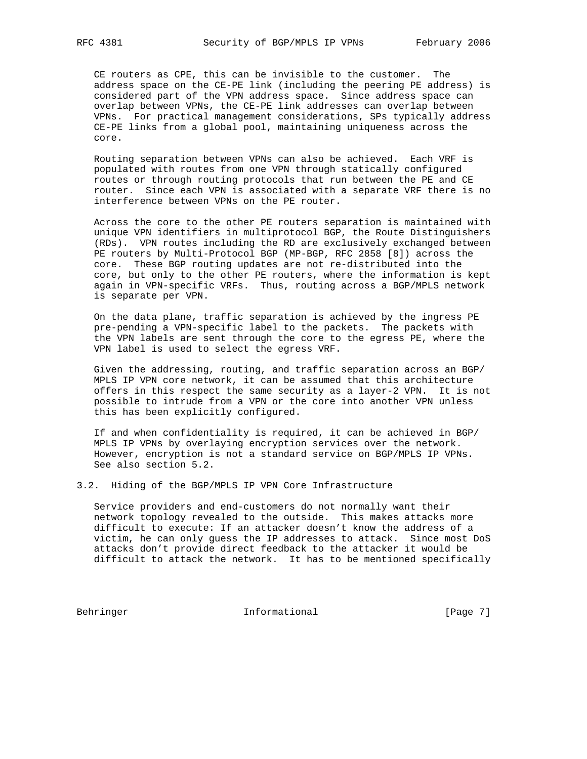CE routers as CPE, this can be invisible to the customer. The address space on the CE-PE link (including the peering PE address) is considered part of the VPN address space. Since address space can overlap between VPNs, the CE-PE link addresses can overlap between VPNs. For practical management considerations, SPs typically address CE-PE links from a global pool, maintaining uniqueness across the core.

Routing separation between VPNs can also be achieved. Each VRF is populated with routes from one VPN through statically configured routes or through routing protocols that run between the PE and CE router. Since each VPN is associated with a separate VRF there is no interference between VPNs on the PE router.

Across the core to the other PE routers separation is maintained with unique VPN identifiers in multiprotocol BGP, the Route Distinguishers (RDs). VPN routes including the RD are exclusively exchanged between PE routers by Multi-Protocol BGP (MP-BGP, RFC 2858 [8]) across the core. These BGP routing updates are not re-distributed into the core, but only to the other PE routers, where the information is kept again in VPN-specific VRFs. Thus, routing across a BGP/MPLS network is separate per VPN.

On the data plane, traffic separation is achieved by the ingress PE pre-pending a VPN-specific label to the packets. The packets with the VPN labels are sent through the core to the egress PE, where the VPN label is used to select the egress VRF.

Given the addressing, routing, and traffic separation across an BGP/MPLS IP VPN core network, it can be assumed that this architecture offers in this respect the same security as a layer-2 VPN. It is not possible to intrude from a VPN or the core into another VPN unless this has been explicitly configured.

If and when confidentiality is required, it can be achieved in BGP/MPLS IP VPNs by overlaying encryption services over the network. However, encryption is not a standard service on BGP/MPLS IP VPNs. See also section 5.2.

## 3.2. Hiding of the BGP/MPLS IP VPN Core Infrastructure

Service providers and end-customers do not normally want their network topology revealed to the outside. This makes attacks more difficult to execute: If an attacker doesn't know the address of a victim, he can only guess the IP addresses to attack. Since most DoS attacks don't provide direct feedback to the attacker it would be difficult to attack the network. It has to be mentioned specifically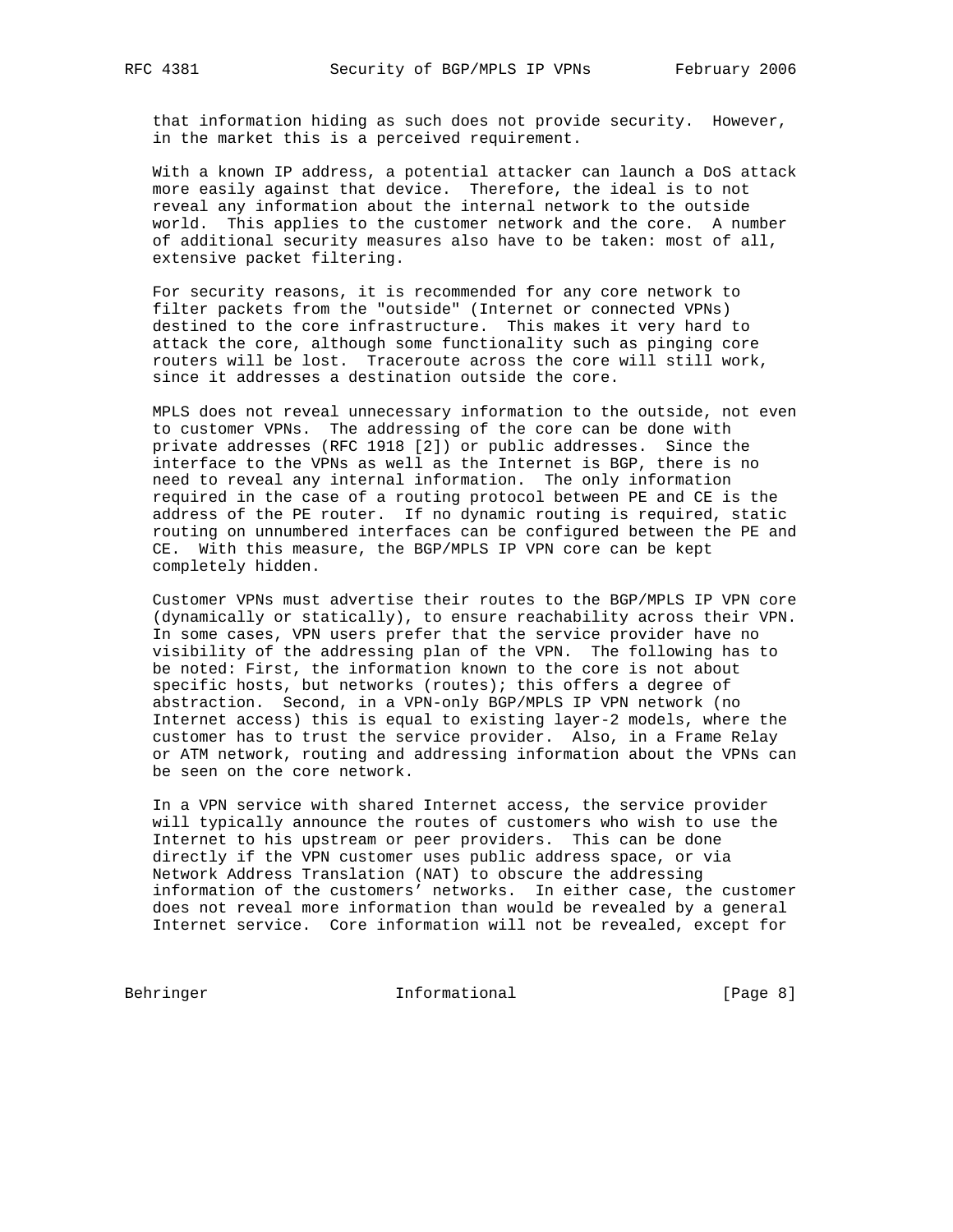that information hiding as such does not provide security. However, in the market this is a perceived requirement.

With a known IP address, a potential attacker can launch a DoS attack more easily against that device. Therefore, the ideal is to not reveal any information about the internal network to the outside world. This applies to the customer network and the core. A number of additional security measures also have to be taken: most of all, extensive packet filtering.

For security reasons, it is recommended for any core network to filter packets from the "outside" (Internet or connected VPNs) destined to the core infrastructure. This makes it very hard to attack the core, although some functionality such as pinging core routers will be lost. Traceroute across the core will still work, since it addresses a destination outside the core.

MPLS does not reveal unnecessary information to the outside, not even to customer VPNs. The addressing of the core can be done with private addresses (RFC 1918 [2]) or public addresses. Since the interface to the VPNs as well as the Internet is BGP, there is no need to reveal any internal information. The only information required in the case of a routing protocol between PE and CE is the address of the PE router. If no dynamic routing is required, static routing on unnumbered interfaces can be configured between the PE and CE. With this measure, the BGP/MPLS IP VPN core can be kept completely hidden.

Customer VPNs must advertise their routes to the BGP/MPLS IP VPN core (dynamically or statically), to ensure reachability across their VPN. In some cases, VPN users prefer that the service provider have no visibility of the addressing plan of the VPN. The following has to be noted: First, the information known to the core is not about specific hosts, but networks (routes); this offers a degree of abstraction. Second, in a VPN-only BGP/MPLS IP VPN network (no Internet access) this is equal to existing layer-2 models, where the customer has to trust the service provider. Also, in a Frame Relay or ATM network, routing and addressing information about the VPNs can be seen on the core network.

In a VPN service with shared Internet access, the service provider will typically announce the routes of customers who wish to use the Internet to his upstream or peer providers. This can be done directly if the VPN customer uses public address space, or via Network Address Translation (NAT) to obscure the addressing information of the customers' networks. In either case, the customer does not reveal more information than would be revealed by a general Internet service. Core information will not be revealed, except for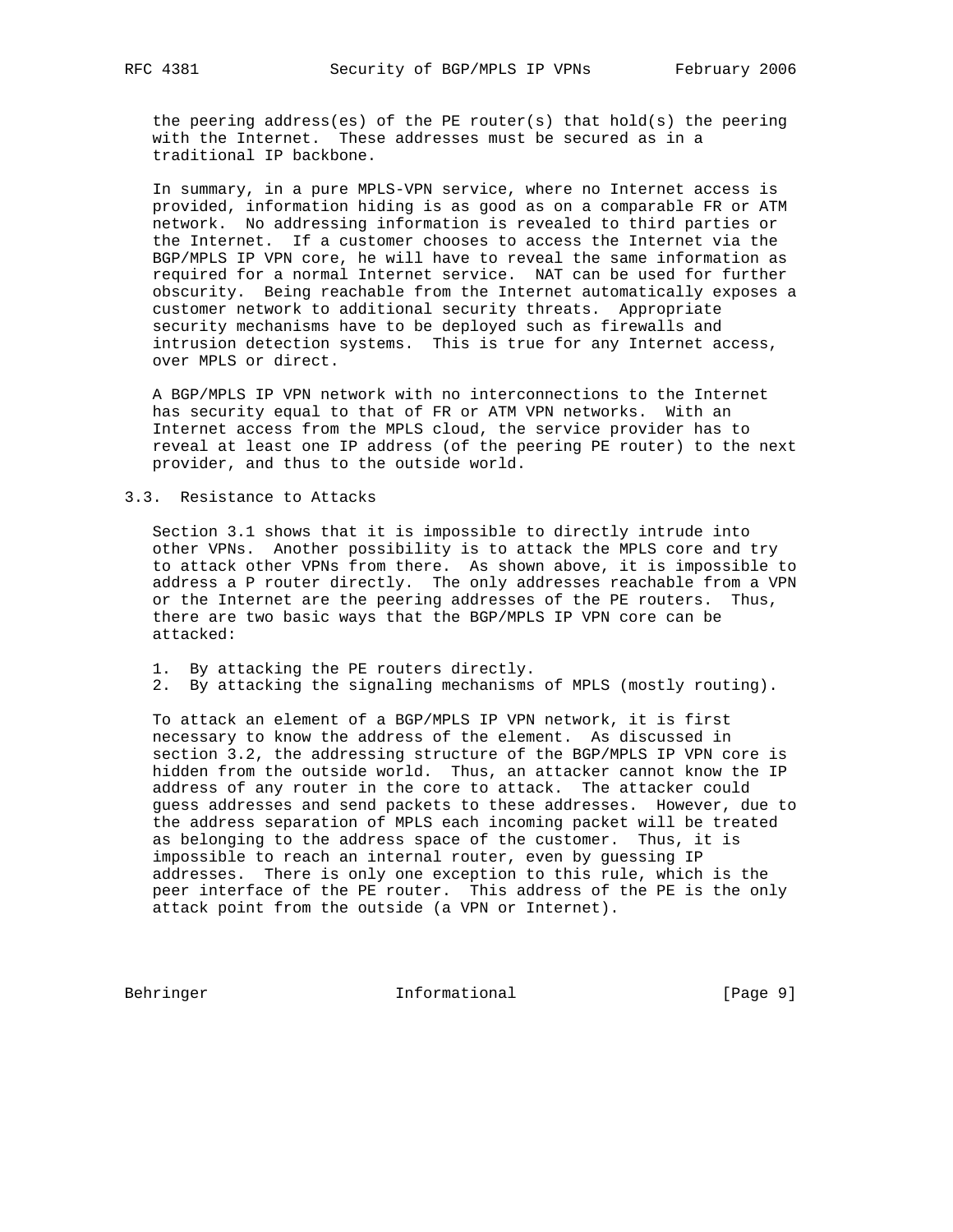the peering address(es) of the PE router(s) that hold(s) the peering with the Internet. These addresses must be secured as in a traditional IP backbone.

In summary, in a pure MPLS-VPN service, where no Internet access is provided, information hiding is as good as on a comparable FR or ATM network. No addressing information is revealed to third parties or the Internet. If a customer chooses to access the Internet via the BGP/MPLS IP VPN core, he will have to reveal the same information as required for a normal Internet service. NAT can be used for further obscurity. Being reachable from the Internet automatically exposes a customer network to additional security threats. Appropriate security mechanisms have to be deployed such as firewalls and intrusion detection systems. This is true for any Internet access, over MPLS or direct.

A BGP/MPLS IP VPN network with no interconnections to the Internet has security equal to that of FR or ATM VPN networks. With an Internet access from the MPLS cloud, the service provider has to reveal at least one IP address (of the peering PE router) to the next provider, and thus to the outside world.

## 3.3. Resistance to Attacks

Section 3.1 shows that it is impossible to directly intrude into other VPNs. Another possibility is to attack the MPLS core and try to attack other VPNs from there. As shown above, it is impossible to address a P router directly. The only addresses reachable from a VPN or the Internet are the peering addresses of the PE routers. Thus, there are two basic ways that the BGP/MPLS IP VPN core can be attacked:

1. By attacking the PE routers directly.
2. By attacking the signaling mechanisms of MPLS (mostly routing).

To attack an element of a BGP/MPLS IP VPN network, it is first necessary to know the address of the element. As discussed in section 3.2, the addressing structure of the BGP/MPLS IP VPN core is hidden from the outside world. Thus, an attacker cannot know the IP address of any router in the core to attack. The attacker could guess addresses and send packets to these addresses. However, due to the address separation of MPLS each incoming packet will be treated as belonging to the address space of the customer. Thus, it is impossible to reach an internal router, even by guessing IP addresses. There is only one exception to this rule, which is the peer interface of the PE router. This address of the PE is the only attack point from the outside (a VPN or Internet).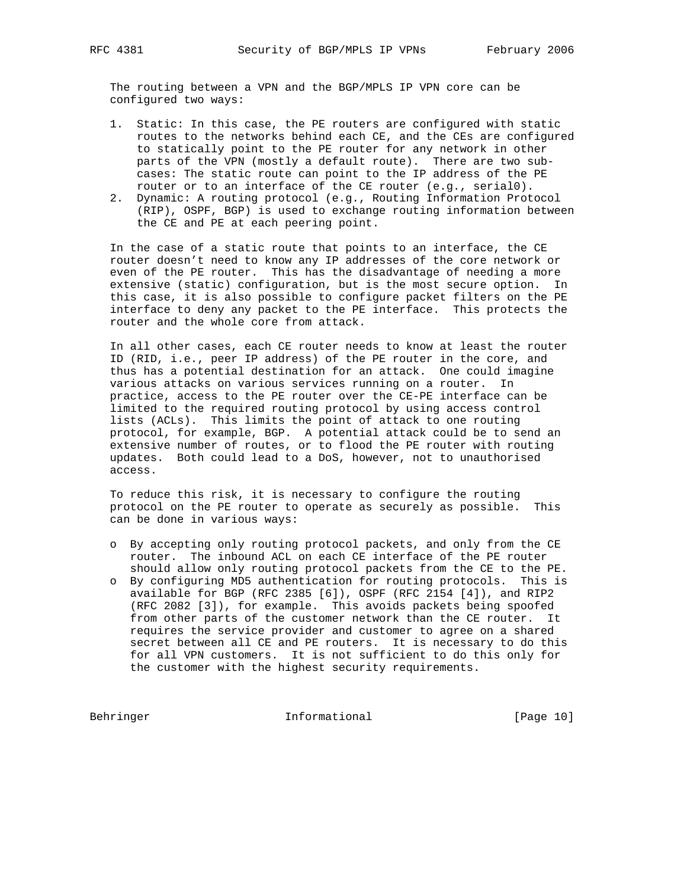The routing between a VPN and the BGP/MPLS IP VPN core can be configured two ways:

1. Static: In this case, the PE routers are configured with static routes to the networks behind each CE, and the CEs are configured to statically point to the PE router for any network in other parts of the VPN (mostly a default route). There are two sub-cases: The static route can point to the IP address of the PE router or to an interface of the CE router (e.g., serial0).
2. Dynamic: A routing protocol (e.g., Routing Information Protocol (RIP), OSPF, BGP) is used to exchange routing information between the CE and PE at each peering point.

In the case of a static route that points to an interface, the CE router doesn't need to know any IP addresses of the core network or even of the PE router. This has the disadvantage of needing a more extensive (static) configuration, but is the most secure option. In this case, it is also possible to configure packet filters on the PE interface to deny any packet to the PE interface. This protects the router and the whole core from attack.

In all other cases, each CE router needs to know at least the router ID (RID, i.e., peer IP address) of the PE router in the core, and thus has a potential destination for an attack. One could imagine various attacks on various services running on a router. In practice, access to the PE router over the CE-PE interface can be limited to the required routing protocol by using access control lists (ACLs). This limits the point of attack to one routing protocol, for example, BGP. A potential attack could be to send an extensive number of routes, or to flood the PE router with routing updates. Both could lead to a DoS, however, not to unauthorised access.

To reduce this risk, it is necessary to configure the routing protocol on the PE router to operate as securely as possible. This can be done in various ways:

- By accepting only routing protocol packets, and only from the CE router. The inbound ACL on each CE interface of the PE router should allow only routing protocol packets from the CE to the PE.
- By configuring MD5 authentication for routing protocols. This is available for BGP (RFC 2385 [6]), OSPF (RFC 2154 [4]), and RIP2 (RFC 2082 [3]), for example. This avoids packets being spoofed from other parts of the customer network than the CE router. It requires the service provider and customer to agree on a shared secret between all CE and PE routers. It is necessary to do this for all VPN customers. It is not sufficient to do this only for the customer with the highest security requirements.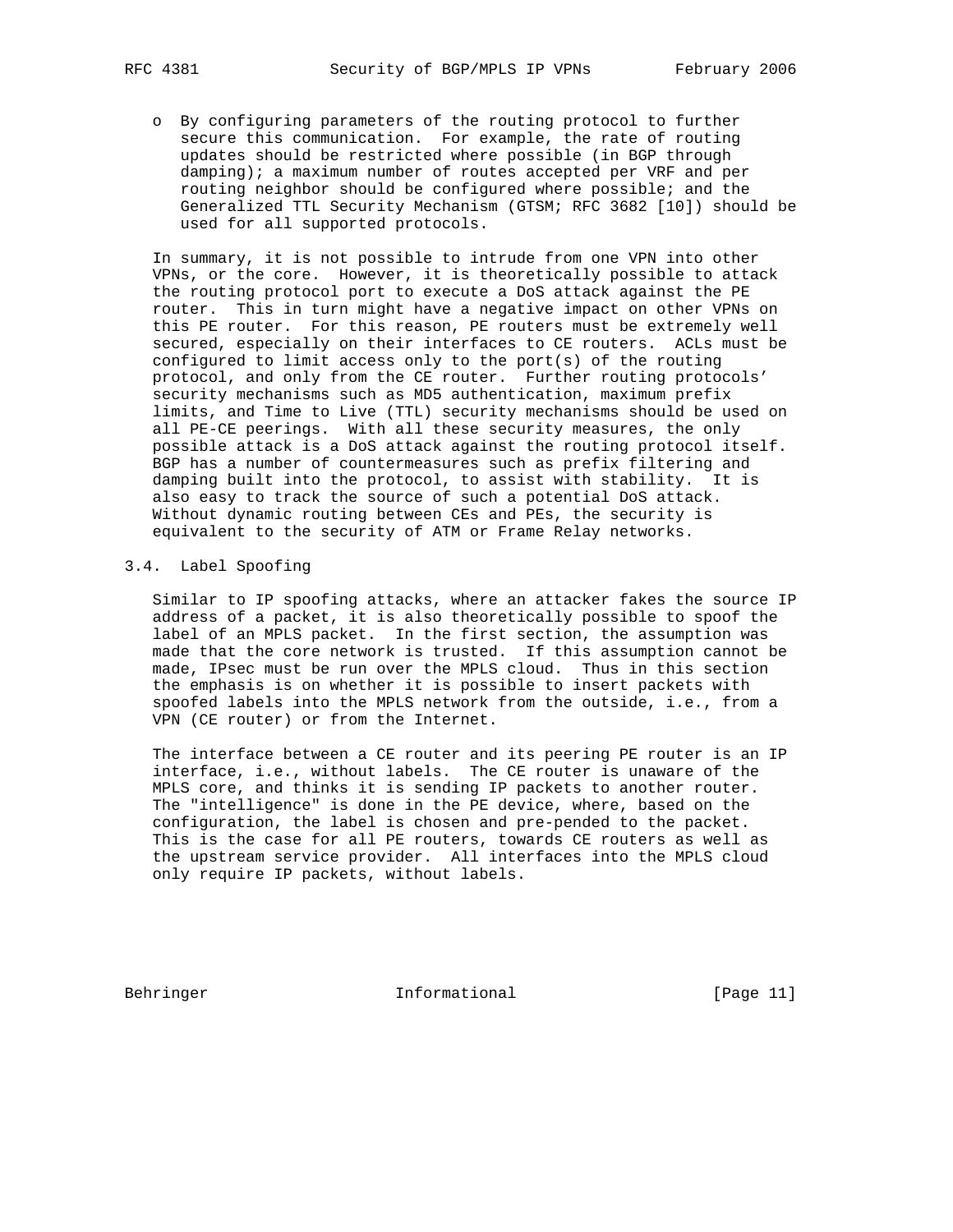- By configuring parameters of the routing protocol to further secure this communication. For example, the rate of routing updates should be restricted where possible (in BGP through damping); a maximum number of routes accepted per VRF and per routing neighbor should be configured where possible; and the Generalized TTL Security Mechanism (GTSM; RFC 3682 [10]) should be used for all supported protocols.

In summary, it is not possible to intrude from one VPN into other VPNs, or the core. However, it is theoretically possible to attack the routing protocol port to execute a DoS attack against the PE router. This in turn might have a negative impact on other VPNs on this PE router. For this reason, PE routers must be extremely well secured, especially on their interfaces to CE routers. ACLs must be configured to limit access only to the port(s) of the routing protocol, and only from the CE router. Further routing protocols' security mechanisms such as MD5 authentication, maximum prefix limits, and Time to Live (TTL) security mechanisms should be used on all PE-CE peerings. With all these security measures, the only possible attack is a DoS attack against the routing protocol itself. BGP has a number of countermeasures such as prefix filtering and damping built into the protocol, to assist with stability. It is also easy to track the source of such a potential DoS attack. Without dynamic routing between CEs and PEs, the security is equivalent to the security of ATM or Frame Relay networks.

## 3.4. Label Spoofing

Similar to IP spoofing attacks, where an attacker fakes the source IP address of a packet, it is also theoretically possible to spoof the label of an MPLS packet. In the first section, the assumption was made that the core network is trusted. If this assumption cannot be made, IPsec must be run over the MPLS cloud. Thus in this section the emphasis is on whether it is possible to insert packets with spoofed labels into the MPLS network from the outside, i.e., from a VPN (CE router) or from the Internet.

The interface between a CE router and its peering PE router is an IP interface, i.e., without labels. The CE router is unaware of the MPLS core, and thinks it is sending IP packets to another router. The "intelligence" is done in the PE device, where, based on the configuration, the label is chosen and pre-pended to the packet. This is the case for all PE routers, towards CE routers as well as the upstream service provider. All interfaces into the MPLS cloud only require IP packets, without labels.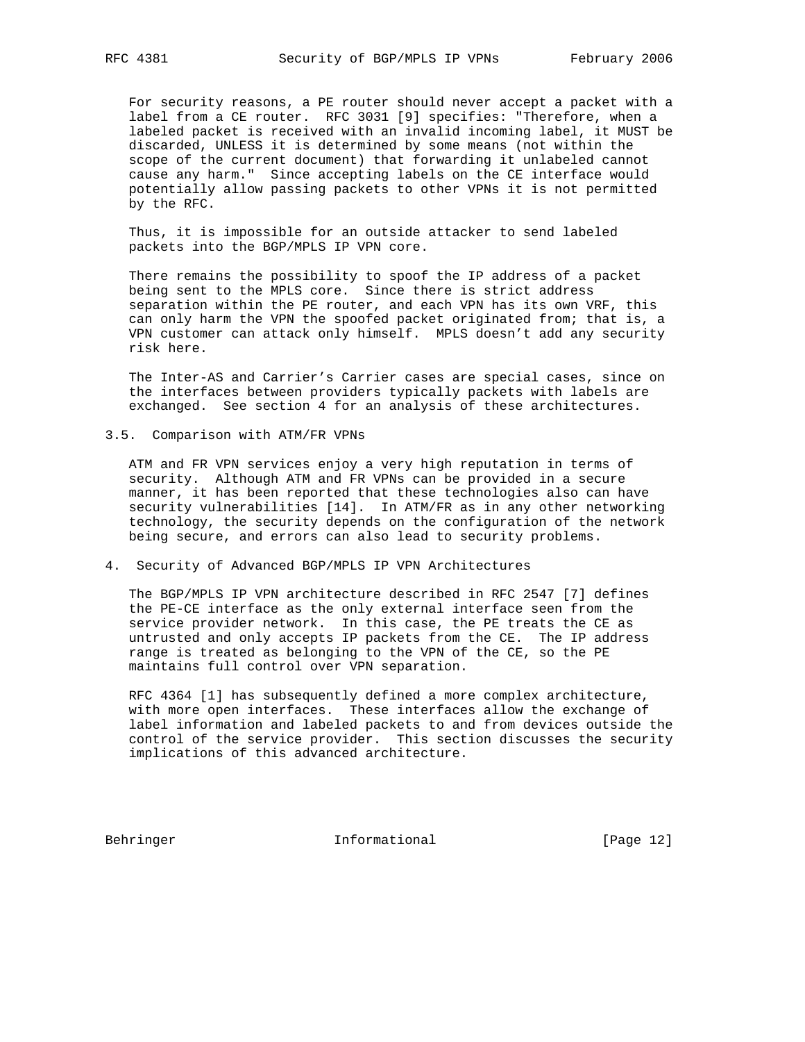For security reasons, a PE router should never accept a packet with a label from a CE router. RFC 3031 [9] specifies: "Therefore, when a labeled packet is received with an invalid incoming label, it MUST be discarded, UNLESS it is determined by some means (not within the scope of the current document) that forwarding it unlabeled cannot cause any harm." Since accepting labels on the CE interface would potentially allow passing packets to other VPNs it is not permitted by the RFC.

Thus, it is impossible for an outside attacker to send labeled packets into the BGP/MPLS IP VPN core.

There remains the possibility to spoof the IP address of a packet being sent to the MPLS core. Since there is strict address separation within the PE router, and each VPN has its own VRF, this can only harm the VPN the spoofed packet originated from; that is, a VPN customer can attack only himself. MPLS doesn't add any security risk here.

The Inter-AS and Carrier's Carrier cases are special cases, since on the interfaces between providers typically packets with labels are exchanged. See section 4 for an analysis of these architectures.

### 3.5. Comparison with ATM/FR VPNs

ATM and FR VPN services enjoy a very high reputation in terms of security. Although ATM and FR VPNs can be provided in a secure manner, it has been reported that these technologies also can have security vulnerabilities [14]. In ATM/FR as in any other networking technology, the security depends on the configuration of the network being secure, and errors can also lead to security problems.

## 4. Security of Advanced BGP/MPLS IP VPN Architectures

The BGP/MPLS IP VPN architecture described in RFC 2547 [7] defines the PE-CE interface as the only external interface seen from the service provider network. In this case, the PE treats the CE as untrusted and only accepts IP packets from the CE. The IP address range is treated as belonging to the VPN of the CE, so the PE maintains full control over VPN separation.

RFC 4364 [1] has subsequently defined a more complex architecture, with more open interfaces. These interfaces allow the exchange of label information and labeled packets to and from devices outside the control of the service provider. This section discusses the security implications of this advanced architecture.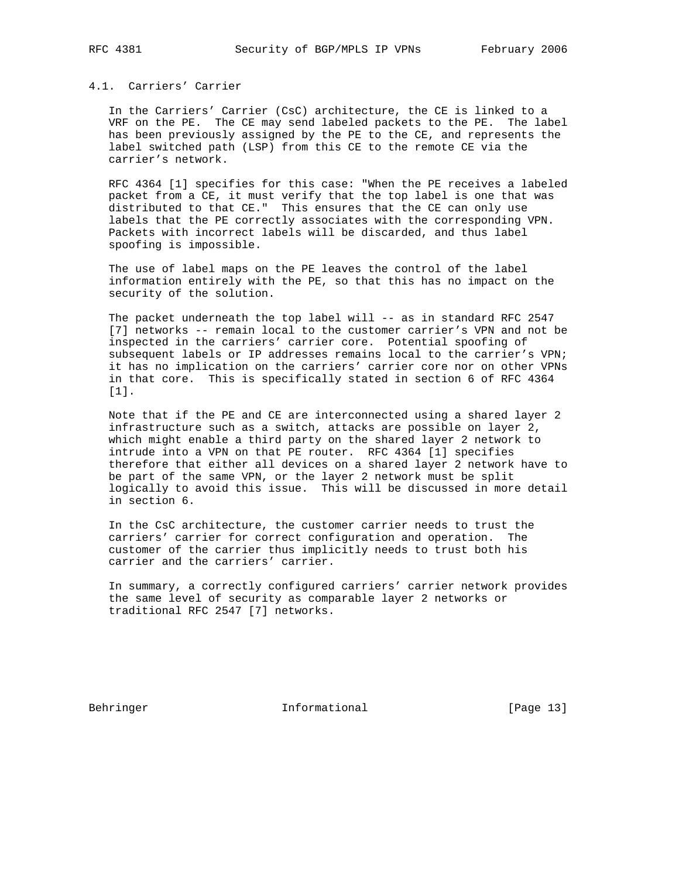### 4.1. Carriers' Carrier

In the Carriers' Carrier (CsC) architecture, the CE is linked to a VRF on the PE. The CE may send labeled packets to the PE. The label has been previously assigned by the PE to the CE, and represents the label switched path (LSP) from this CE to the remote CE via the carrier's network.

RFC 4364 [1] specifies for this case: "When the PE receives a labeled packet from a CE, it must verify that the top label is one that was distributed to that CE." This ensures that the CE can only use labels that the PE correctly associates with the corresponding VPN. Packets with incorrect labels will be discarded, and thus label spoofing is impossible.

The use of label maps on the PE leaves the control of the label information entirely with the PE, so that this has no impact on the security of the solution.

The packet underneath the top label will -- as in standard RFC 2547 [7] networks -- remain local to the customer carrier's VPN and not be inspected in the carriers' carrier core. Potential spoofing of subsequent labels or IP addresses remains local to the carrier's VPN; it has no implication on the carriers' carrier core nor on other VPNs in that core. This is specifically stated in section 6 of RFC 4364 [1].

Note that if the PE and CE are interconnected using a shared layer 2 infrastructure such as a switch, attacks are possible on layer 2, which might enable a third party on the shared layer 2 network to intrude into a VPN on that PE router. RFC 4364 [1] specifies therefore that either all devices on a shared layer 2 network have to be part of the same VPN, or the layer 2 network must be split logically to avoid this issue. This will be discussed in more detail in section 6.

In the CsC architecture, the customer carrier needs to trust the carriers' carrier for correct configuration and operation. The customer of the carrier thus implicitly needs to trust both his carrier and the carriers' carrier.

In summary, a correctly configured carriers' carrier network provides the same level of security as comparable layer 2 networks or traditional RFC 2547 [7] networks.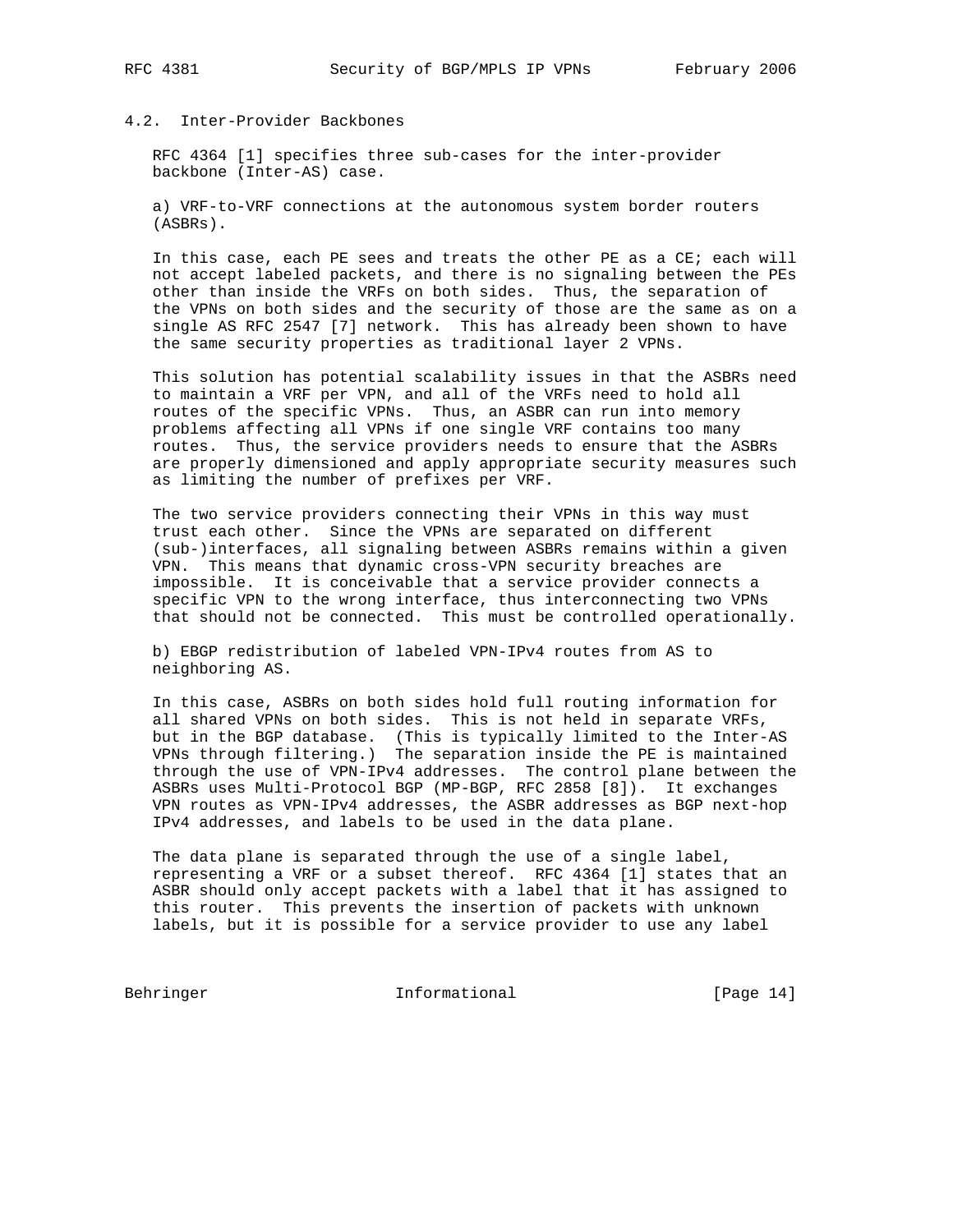### 4.2. Inter-Provider Backbones

RFC 4364 [1] specifies three sub-cases for the inter-provider backbone (Inter-AS) case.

a) VRF-to-VRF connections at the autonomous system border routers (ASBRs).

In this case, each PE sees and treats the other PE as a CE; each will not accept labeled packets, and there is no signaling between the PEs other than inside the VRFs on both sides. Thus, the separation of the VPNs on both sides and the security of those are the same as on a single AS RFC 2547 [7] network. This has already been shown to have the same security properties as traditional layer 2 VPNs.

This solution has potential scalability issues in that the ASBRs need to maintain a VRF per VPN, and all of the VRFs need to hold all routes of the specific VPNs. Thus, an ASBR can run into memory problems affecting all VPNs if one single VRF contains too many routes. Thus, the service providers needs to ensure that the ASBRs are properly dimensioned and apply appropriate security measures such as limiting the number of prefixes per VRF.

The two service providers connecting their VPNs in this way must trust each other. Since the VPNs are separated on different (sub-)interfaces, all signaling between ASBRs remains within a given VPN. This means that dynamic cross-VPN security breaches are impossible. It is conceivable that a service provider connects a specific VPN to the wrong interface, thus interconnecting two VPNs that should not be connected. This must be controlled operationally.

b) EBGP redistribution of labeled VPN-IPv4 routes from AS to neighboring AS.

In this case, ASBRs on both sides hold full routing information for all shared VPNs on both sides. This is not held in separate VRFs, but in the BGP database. (This is typically limited to the Inter-AS VPNs through filtering.) The separation inside the PE is maintained through the use of VPN-IPv4 addresses. The control plane between the ASBRs uses Multi-Protocol BGP (MP-BGP, RFC 2858 [8]). It exchanges VPN routes as VPN-IPv4 addresses, the ASBR addresses as BGP next-hop IPv4 addresses, and labels to be used in the data plane.

The data plane is separated through the use of a single label, representing a VRF or a subset thereof. RFC 4364 [1] states that an ASBR should only accept packets with a label that it has assigned to this router. This prevents the insertion of packets with unknown labels, but it is possible for a service provider to use any label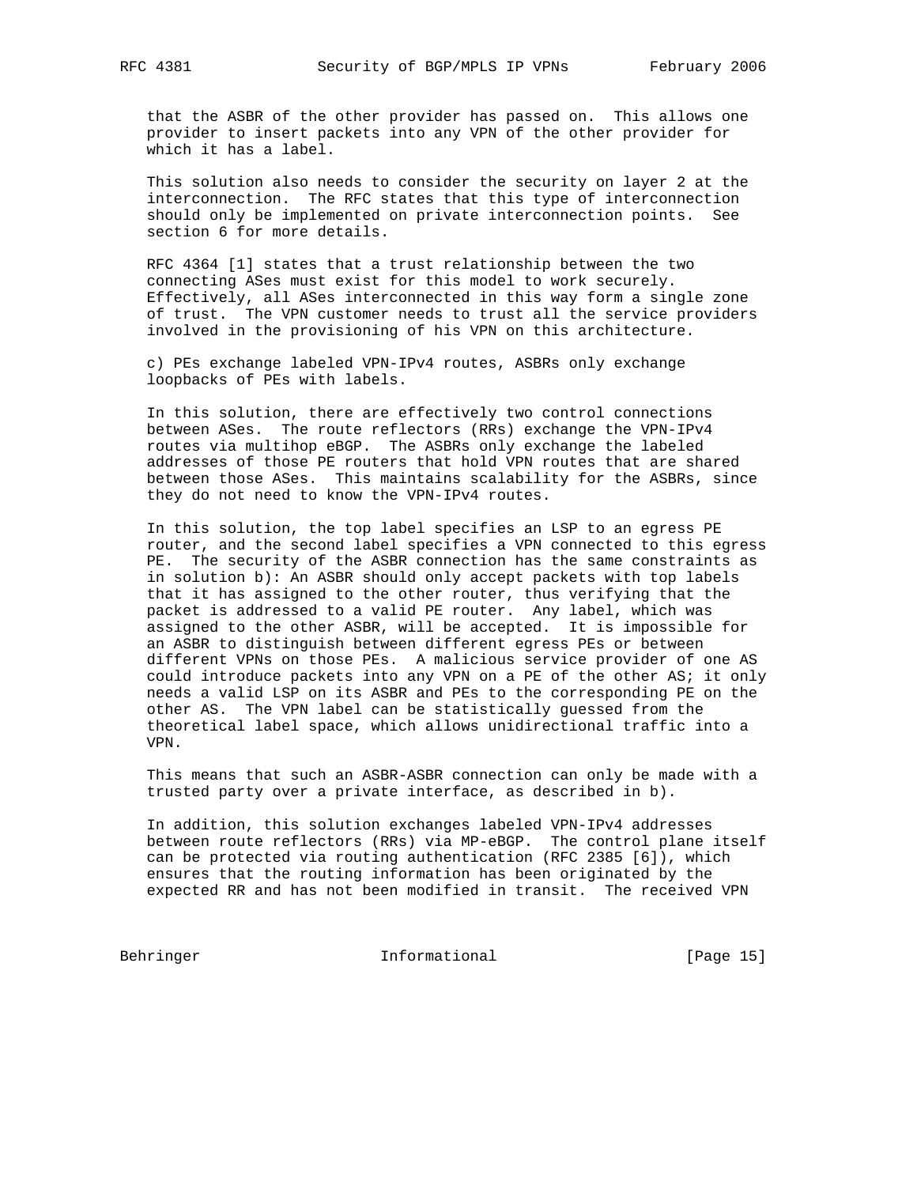that the ASBR of the other provider has passed on. This allows one provider to insert packets into any VPN of the other provider for which it has a label.

This solution also needs to consider the security on layer 2 at the interconnection. The RFC states that this type of interconnection should only be implemented on private interconnection points. See section 6 for more details.

RFC 4364 [1] states that a trust relationship between the two connecting ASes must exist for this model to work securely. Effectively, all ASes interconnected in this way form a single zone of trust. The VPN customer needs to trust all the service providers involved in the provisioning of his VPN on this architecture.

c) PEs exchange labeled VPN-IPv4 routes, ASBRs only exchange loopbacks of PEs with labels.

In this solution, there are effectively two control connections between ASes. The route reflectors (RRs) exchange the VPN-IPv4 routes via multihop eBGP. The ASBRs only exchange the labeled addresses of those PE routers that hold VPN routes that are shared between those ASes. This maintains scalability for the ASBRs, since they do not need to know the VPN-IPv4 routes.

In this solution, the top label specifies an LSP to an egress PE router, and the second label specifies a VPN connected to this egress PE. The security of the ASBR connection has the same constraints as in solution b): An ASBR should only accept packets with top labels that it has assigned to the other router, thus verifying that the packet is addressed to a valid PE router. Any label, which was assigned to the other ASBR, will be accepted. It is impossible for an ASBR to distinguish between different egress PEs or between different VPNs on those PEs. A malicious service provider of one AS could introduce packets into any VPN on a PE of the other AS; it only needs a valid LSP on its ASBR and PEs to the corresponding PE on the other AS. The VPN label can be statistically guessed from the theoretical label space, which allows unidirectional traffic into a VPN.

This means that such an ASBR-ASBR connection can only be made with a trusted party over a private interface, as described in b).

In addition, this solution exchanges labeled VPN-IPv4 addresses between route reflectors (RRs) via MP-eBGP. The control plane itself can be protected via routing authentication (RFC 2385 [6]), which ensures that the routing information has been originated by the expected RR and has not been modified in transit. The received VPN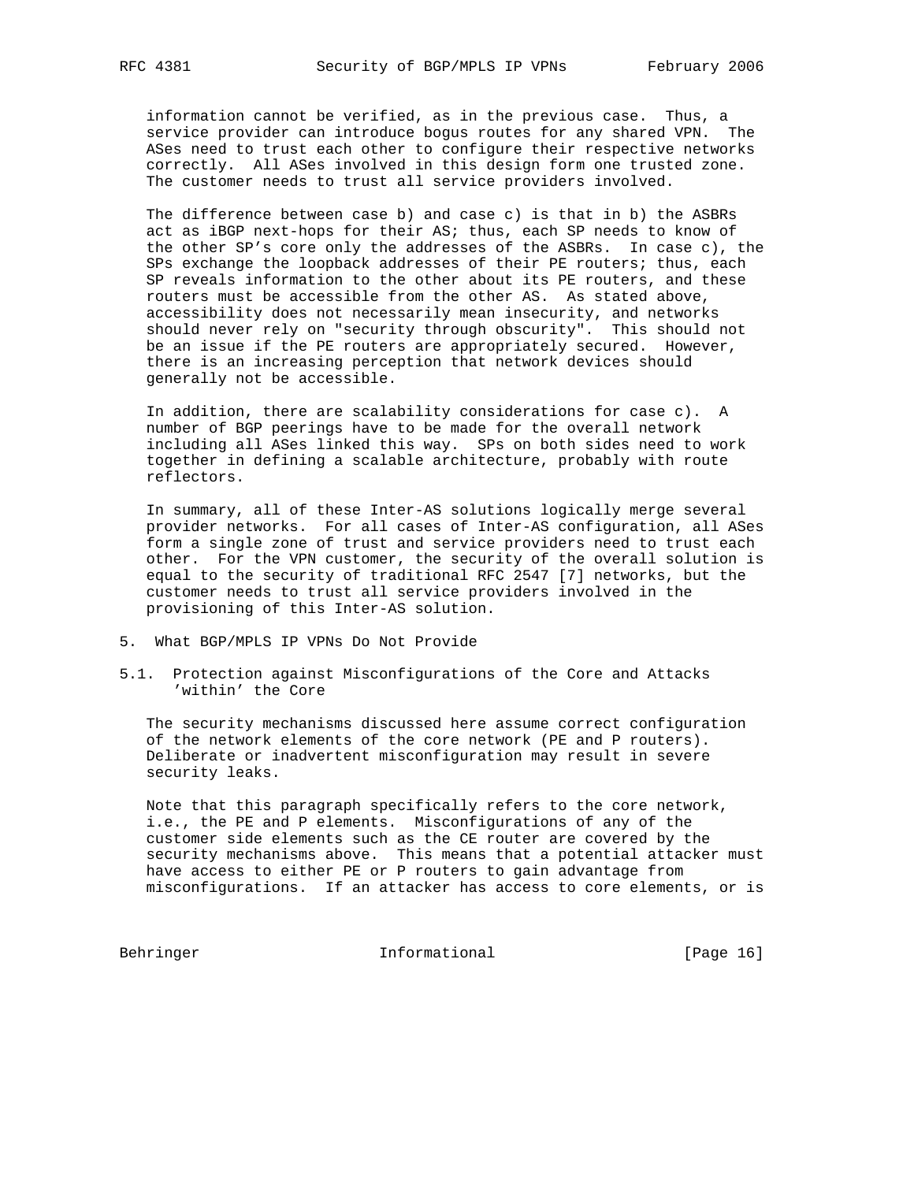information cannot be verified, as in the previous case. Thus, a service provider can introduce bogus routes for any shared VPN. The ASes need to trust each other to configure their respective networks correctly. All ASes involved in this design form one trusted zone. The customer needs to trust all service providers involved.

The difference between case b) and case c) is that in b) the ASBRs act as iBGP next-hops for their AS; thus, each SP needs to know of the other SP's core only the addresses of the ASBRs. In case c), the SPs exchange the loopback addresses of their PE routers; thus, each SP reveals information to the other about its PE routers, and these routers must be accessible from the other AS. As stated above, accessibility does not necessarily mean insecurity, and networks should never rely on "security through obscurity". This should not be an issue if the PE routers are appropriately secured. However, there is an increasing perception that network devices should generally not be accessible.

In addition, there are scalability considerations for case c). A number of BGP peerings have to be made for the overall network including all ASes linked this way. SPs on both sides need to work together in defining a scalable architecture, probably with route reflectors.

In summary, all of these Inter-AS solutions logically merge several provider networks. For all cases of Inter-AS configuration, all ASes form a single zone of trust and service providers need to trust each other. For the VPN customer, the security of the overall solution is equal to the security of traditional RFC 2547 [7] networks, but the customer needs to trust all service providers involved in the provisioning of this Inter-AS solution.

## 5. What BGP/MPLS IP VPNs Do Not Provide

### 5.1. Protection against Misconfigurations of the Core and Attacks 'within' the Core

The security mechanisms discussed here assume correct configuration of the network elements of the core network (PE and P routers). Deliberate or inadvertent misconfiguration may result in severe security leaks.

Note that this paragraph specifically refers to the core network, i.e., the PE and P elements. Misconfigurations of any of the customer side elements such as the CE router are covered by the security mechanisms above. This means that a potential attacker must have access to either PE or P routers to gain advantage from misconfigurations. If an attacker has access to core elements, or is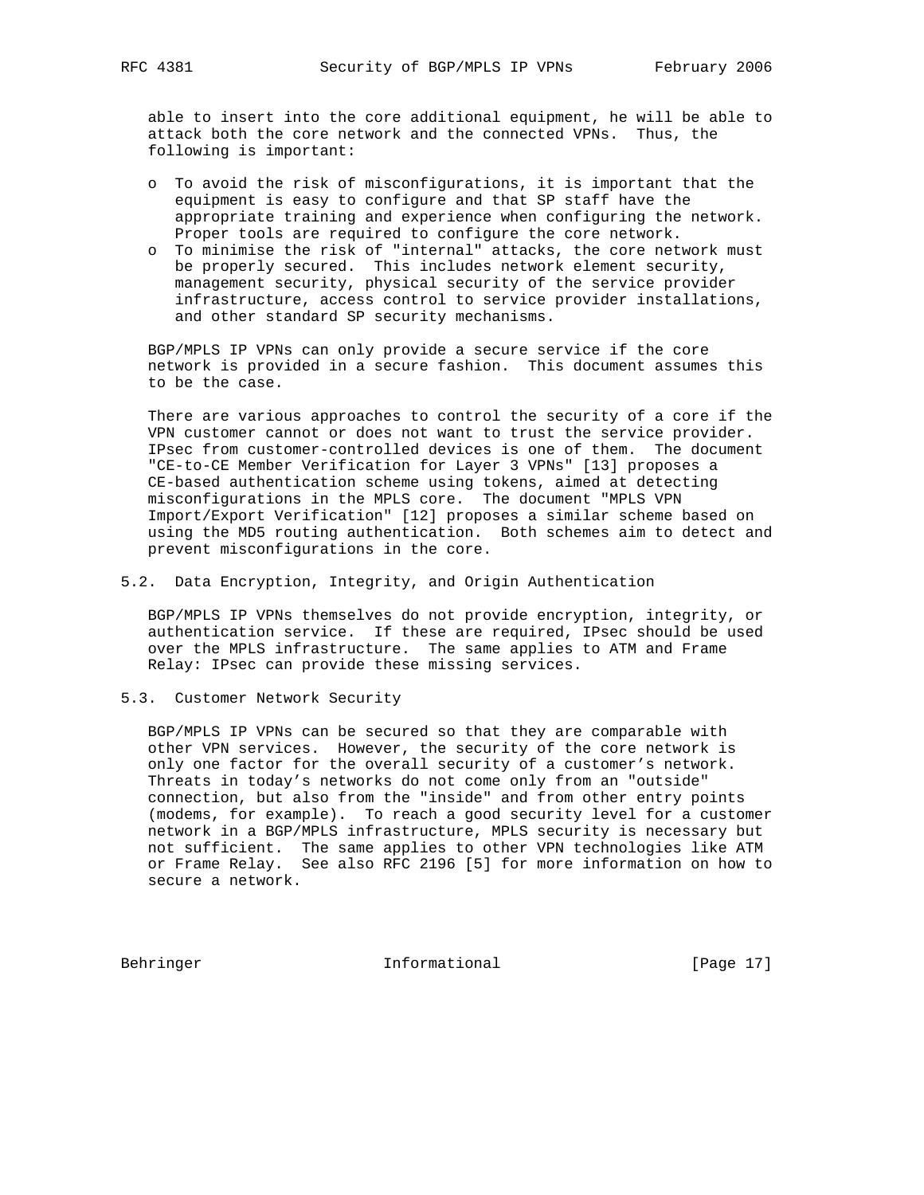able to insert into the core additional equipment, he will be able to attack both the core network and the connected VPNs. Thus, the following is important:

- To avoid the risk of misconfigurations, it is important that the equipment is easy to configure and that SP staff have the appropriate training and experience when configuring the network. Proper tools are required to configure the core network.
- To minimise the risk of "internal" attacks, the core network must be properly secured. This includes network element security, management security, physical security of the service provider infrastructure, access control to service provider installations, and other standard SP security mechanisms.

BGP/MPLS IP VPNs can only provide a secure service if the core network is provided in a secure fashion. This document assumes this to be the case.

There are various approaches to control the security of a core if the VPN customer cannot or does not want to trust the service provider. IPsec from customer-controlled devices is one of them. The document "CE-to-CE Member Verification for Layer 3 VPNs" [13] proposes a CE-based authentication scheme using tokens, aimed at detecting misconfigurations in the MPLS core. The document "MPLS VPN Import/Export Verification" [12] proposes a similar scheme based on using the MD5 routing authentication. Both schemes aim to detect and prevent misconfigurations in the core.

## 5.2. Data Encryption, Integrity, and Origin Authentication

BGP/MPLS IP VPNs themselves do not provide encryption, integrity, or authentication service. If these are required, IPsec should be used over the MPLS infrastructure. The same applies to ATM and Frame Relay: IPsec can provide these missing services.

## 5.3. Customer Network Security

BGP/MPLS IP VPNs can be secured so that they are comparable with other VPN services. However, the security of the core network is only one factor for the overall security of a customer's network. Threats in today's networks do not come only from an "outside" connection, but also from the "inside" and from other entry points (modems, for example). To reach a good security level for a customer network in a BGP/MPLS infrastructure, MPLS security is necessary but not sufficient. The same applies to other VPN technologies like ATM or Frame Relay. See also RFC 2196 [5] for more information on how to secure a network.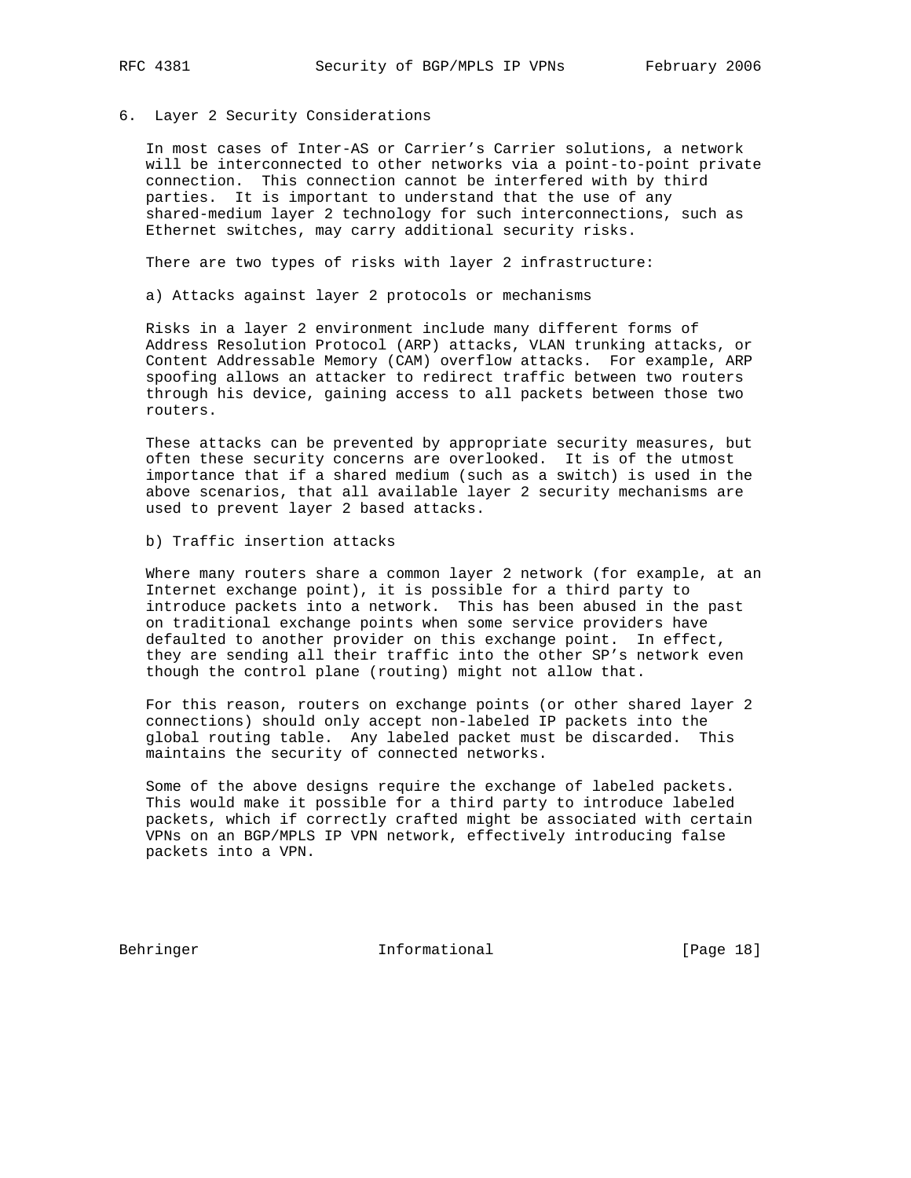## 6. Layer 2 Security Considerations

In most cases of Inter-AS or Carrier's Carrier solutions, a network will be interconnected to other networks via a point-to-point private connection. This connection cannot be interfered with by third parties. It is important to understand that the use of any shared-medium layer 2 technology for such interconnections, such as Ethernet switches, may carry additional security risks.

There are two types of risks with layer 2 infrastructure:

a) Attacks against layer 2 protocols or mechanisms

Risks in a layer 2 environment include many different forms of Address Resolution Protocol (ARP) attacks, VLAN trunking attacks, or Content Addressable Memory (CAM) overflow attacks. For example, ARP spoofing allows an attacker to redirect traffic between two routers through his device, gaining access to all packets between those two routers.

These attacks can be prevented by appropriate security measures, but often these security concerns are overlooked. It is of the utmost importance that if a shared medium (such as a switch) is used in the above scenarios, that all available layer 2 security mechanisms are used to prevent layer 2 based attacks.

b) Traffic insertion attacks

Where many routers share a common layer 2 network (for example, at an Internet exchange point), it is possible for a third party to introduce packets into a network. This has been abused in the past on traditional exchange points when some service providers have defaulted to another provider on this exchange point. In effect, they are sending all their traffic into the other SP's network even though the control plane (routing) might not allow that.

For this reason, routers on exchange points (or other shared layer 2 connections) should only accept non-labeled IP packets into the global routing table. Any labeled packet must be discarded. This maintains the security of connected networks.

Some of the above designs require the exchange of labeled packets. This would make it possible for a third party to introduce labeled packets, which if correctly crafted might be associated with certain VPNs on an BGP/MPLS IP VPN network, effectively introducing false packets into a VPN.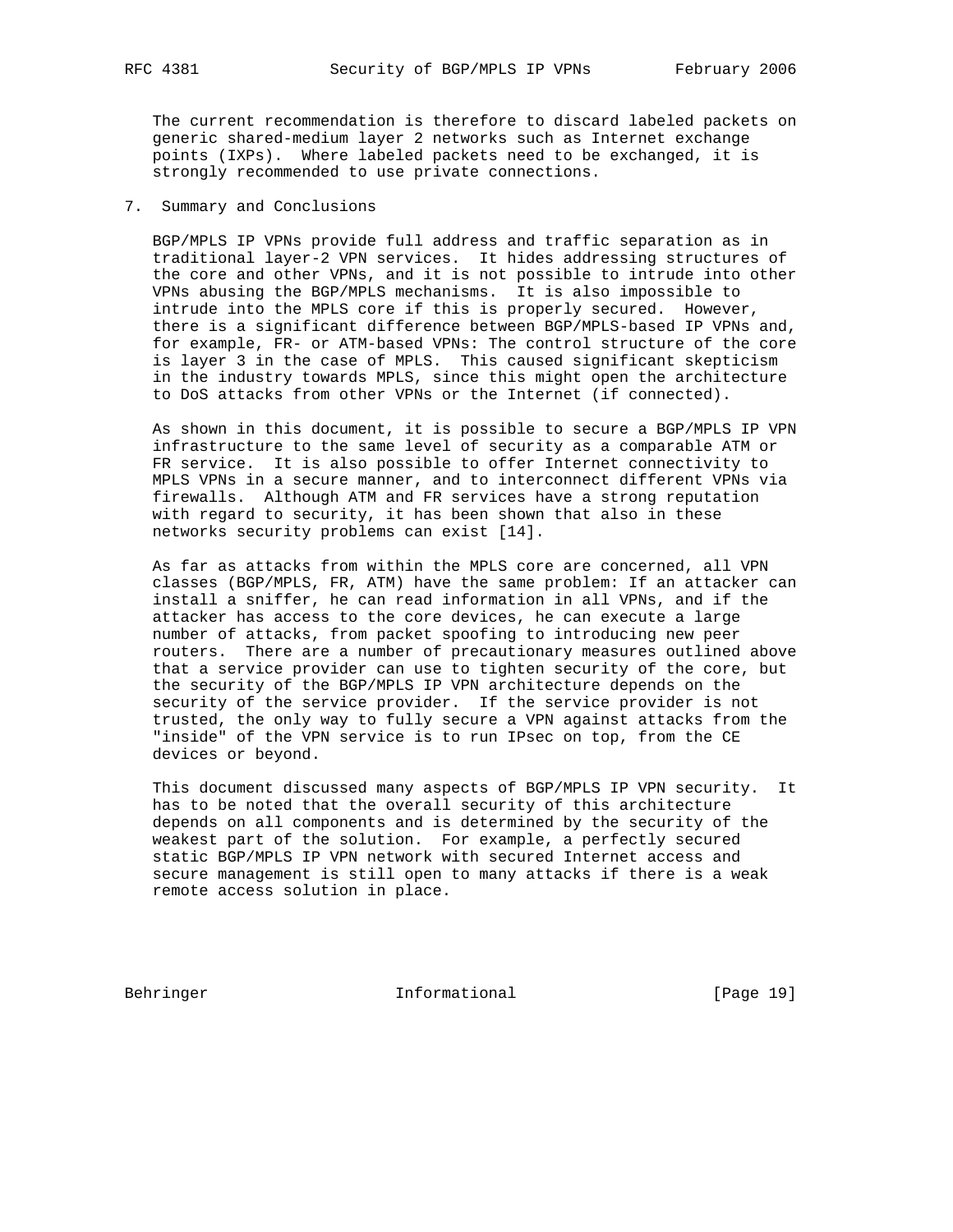The current recommendation is therefore to discard labeled packets on generic shared-medium layer 2 networks such as Internet exchange points (IXPs). Where labeled packets need to be exchanged, it is strongly recommended to use private connections.

## 7. Summary and Conclusions

BGP/MPLS IP VPNs provide full address and traffic separation as in traditional layer-2 VPN services. It hides addressing structures of the core and other VPNs, and it is not possible to intrude into other VPNs abusing the BGP/MPLS mechanisms. It is also impossible to intrude into the MPLS core if this is properly secured. However, there is a significant difference between BGP/MPLS-based IP VPNs and, for example, FR- or ATM-based VPNs: The control structure of the core is layer 3 in the case of MPLS. This caused significant skepticism in the industry towards MPLS, since this might open the architecture to DoS attacks from other VPNs or the Internet (if connected).

As shown in this document, it is possible to secure a BGP/MPLS IP VPN infrastructure to the same level of security as a comparable ATM or FR service. It is also possible to offer Internet connectivity to MPLS VPNs in a secure manner, and to interconnect different VPNs via firewalls. Although ATM and FR services have a strong reputation with regard to security, it has been shown that also in these networks security problems can exist [14].

As far as attacks from within the MPLS core are concerned, all VPN classes (BGP/MPLS, FR, ATM) have the same problem: If an attacker can install a sniffer, he can read information in all VPNs, and if the attacker has access to the core devices, he can execute a large number of attacks, from packet spoofing to introducing new peer routers. There are a number of precautionary measures outlined above that a service provider can use to tighten security of the core, but the security of the BGP/MPLS IP VPN architecture depends on the security of the service provider. If the service provider is not trusted, the only way to fully secure a VPN against attacks from the "inside" of the VPN service is to run IPsec on top, from the CE devices or beyond.

This document discussed many aspects of BGP/MPLS IP VPN security. It has to be noted that the overall security of this architecture depends on all components and is determined by the security of the weakest part of the solution. For example, a perfectly secured static BGP/MPLS IP VPN network with secured Internet access and secure management is still open to many attacks if there is a weak remote access solution in place.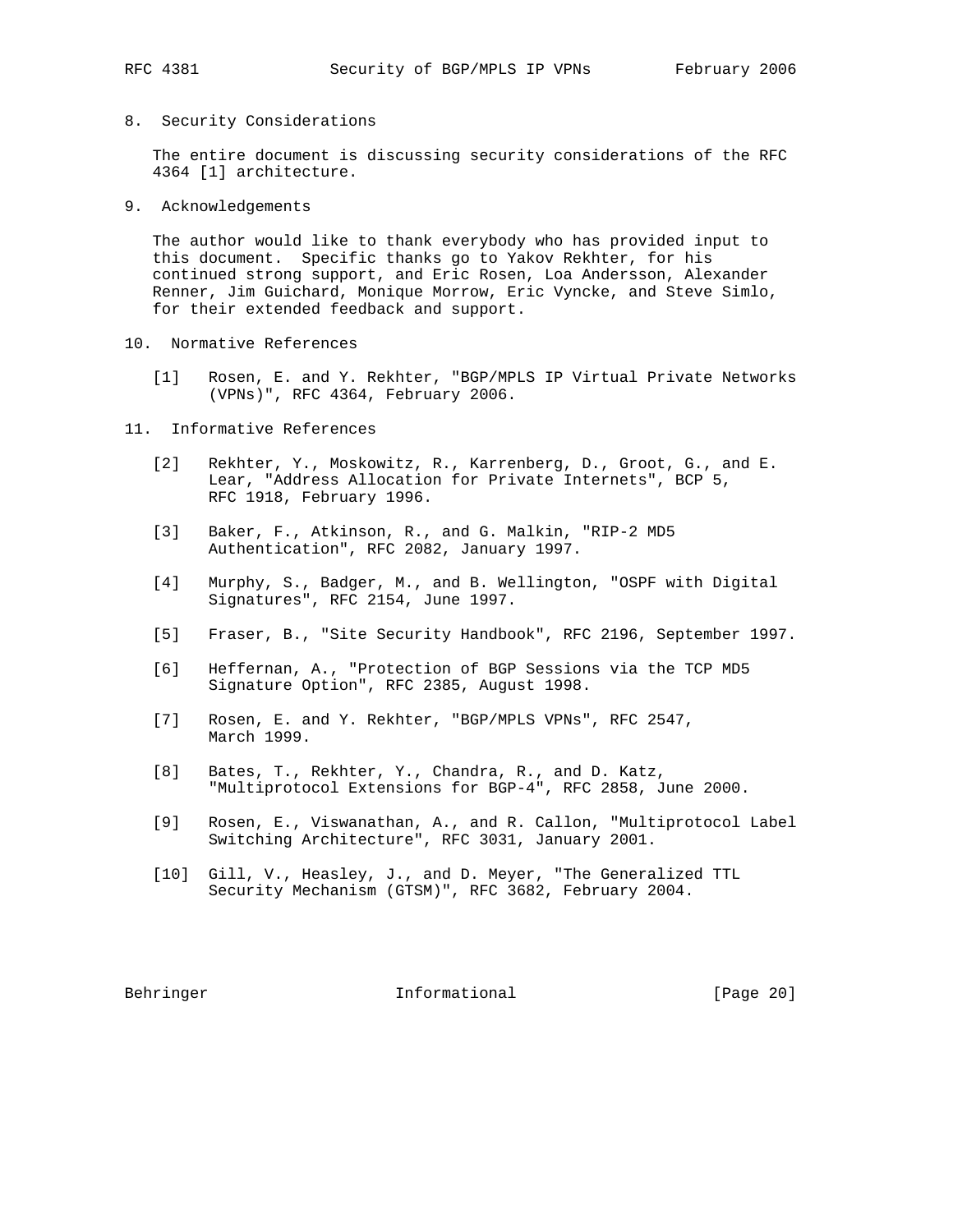## 8. Security Considerations

The entire document is discussing security considerations of the RFC 4364 [1] architecture.

## 9. Acknowledgements

The author would like to thank everybody who has provided input to this document. Specific thanks go to Yakov Rekhter, for his continued strong support, and Eric Rosen, Loa Andersson, Alexander Renner, Jim Guichard, Monique Morrow, Eric Vyncke, and Steve Simlo, for their extended feedback and support.

## 10. Normative References

[1] Rosen, E. and Y. Rekhter, "BGP/MPLS IP Virtual Private Networks (VPNs)", RFC 4364, February 2006.

## 11. Informative References

[2] Rekhter, Y., Moskowitz, R., Karrenberg, D., Groot, G., and E. Lear, "Address Allocation for Private Internets", BCP 5, RFC 1918, February 1996.

[3] Baker, F., Atkinson, R., and G. Malkin, "RIP-2 MD5 Authentication", RFC 2082, January 1997.

[4] Murphy, S., Badger, M., and B. Wellington, "OSPF with Digital Signatures", RFC 2154, June 1997.

[5] Fraser, B., "Site Security Handbook", RFC 2196, September 1997.

[6] Heffernan, A., "Protection of BGP Sessions via the TCP MD5 Signature Option", RFC 2385, August 1998.

[7] Rosen, E. and Y. Rekhter, "BGP/MPLS VPNs", RFC 2547, March 1999.

[8] Bates, T., Rekhter, Y., Chandra, R., and D. Katz, "Multiprotocol Extensions for BGP-4", RFC 2858, June 2000.

[9] Rosen, E., Viswanathan, A., and R. Callon, "Multiprotocol Label Switching Architecture", RFC 3031, January 2001.

[10] Gill, V., Heasley, J., and D. Meyer, "The Generalized TTL Security Mechanism (GTSM)", RFC 3682, February 2004.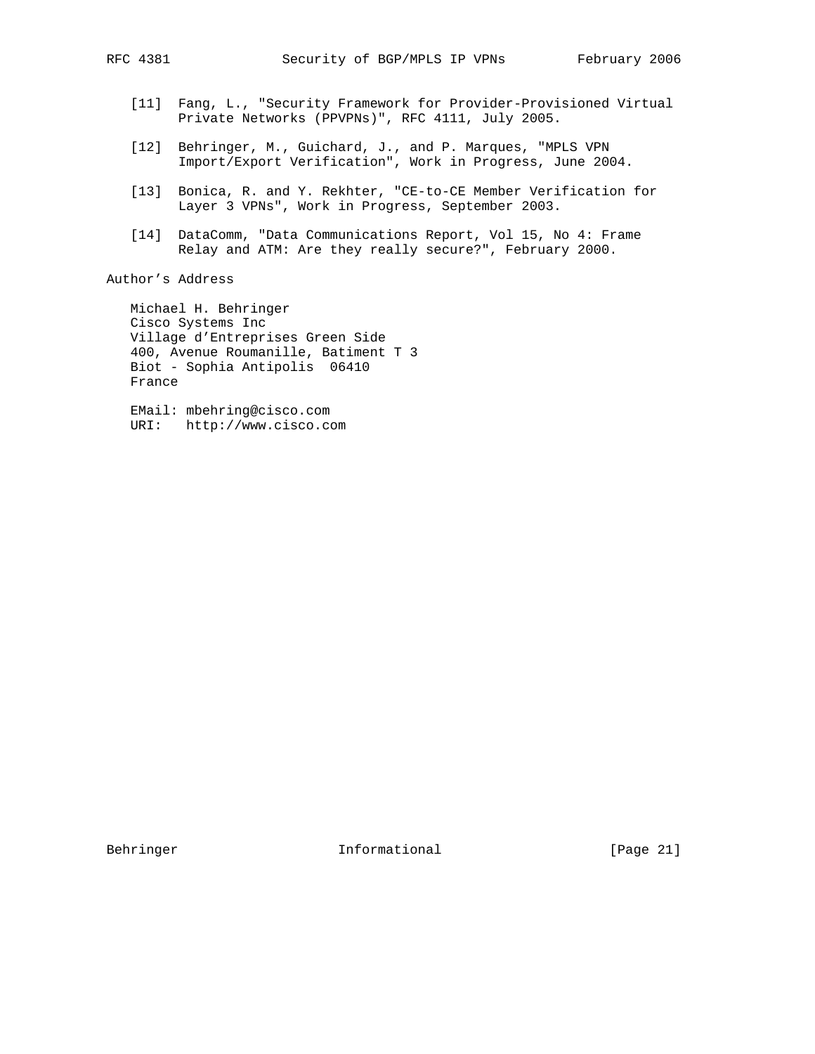[11] Fang, L., "Security Framework for Provider-Provisioned Virtual Private Networks (PPVPNs)", RFC 4111, July 2005.

[12] Behringer, M., Guichard, J., and P. Marques, "MPLS VPN Import/Export Verification", Work in Progress, June 2004.

[13] Bonica, R. and Y. Rekhter, "CE-to-CE Member Verification for Layer 3 VPNs", Work in Progress, September 2003.

[14] DataComm, "Data Communications Report, Vol 15, No 4: Frame Relay and ATM: Are they really secure?", February 2000.

## Author's Address

Michael H. Behringer
Cisco Systems Inc
Village d'Entreprises Green Side
400, Avenue Roumanille, Batiment T 3
Biot - Sophia Antipolis 06410
France

EMail: mbehring@cisco.com
URI: http://www.cisco.com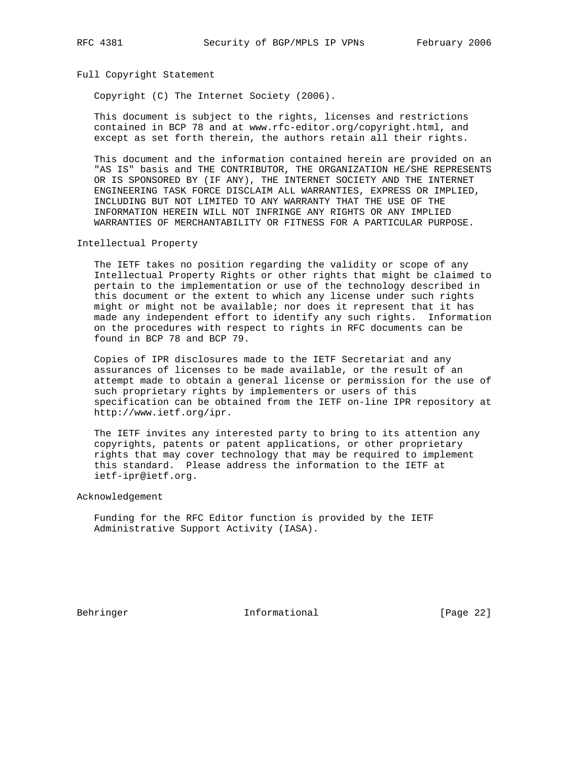## Full Copyright Statement

Copyright (C) The Internet Society (2006).

This document is subject to the rights, licenses and restrictions contained in BCP 78 and at www.rfc-editor.org/copyright.html, and except as set forth therein, the authors retain all their rights.

This document and the information contained herein are provided on an "AS IS" basis and THE CONTRIBUTOR, THE ORGANIZATION HE/SHE REPRESENTS OR IS SPONSORED BY (IF ANY), THE INTERNET SOCIETY AND THE INTERNET ENGINEERING TASK FORCE DISCLAIM ALL WARRANTIES, EXPRESS OR IMPLIED, INCLUDING BUT NOT LIMITED TO ANY WARRANTY THAT THE USE OF THE INFORMATION HEREIN WILL NOT INFRINGE ANY RIGHTS OR ANY IMPLIED WARRANTIES OF MERCHANTABILITY OR FITNESS FOR A PARTICULAR PURPOSE.

## Intellectual Property

The IETF takes no position regarding the validity or scope of any Intellectual Property Rights or other rights that might be claimed to pertain to the implementation or use of the technology described in this document or the extent to which any license under such rights might or might not be available; nor does it represent that it has made any independent effort to identify any such rights. Information on the procedures with respect to rights in RFC documents can be found in BCP 78 and BCP 79.

Copies of IPR disclosures made to the IETF Secretariat and any assurances of licenses to be made available, or the result of an attempt made to obtain a general license or permission for the use of such proprietary rights by implementers or users of this specification can be obtained from the IETF on-line IPR repository at http://www.ietf.org/ipr.

The IETF invites any interested party to bring to its attention any copyrights, patents or patent applications, or other proprietary rights that may cover technology that may be required to implement this standard. Please address the information to the IETF at ietf-ipr@ietf.org.

## Acknowledgement

Funding for the RFC Editor function is provided by the IETF Administrative Support Activity (IASA).